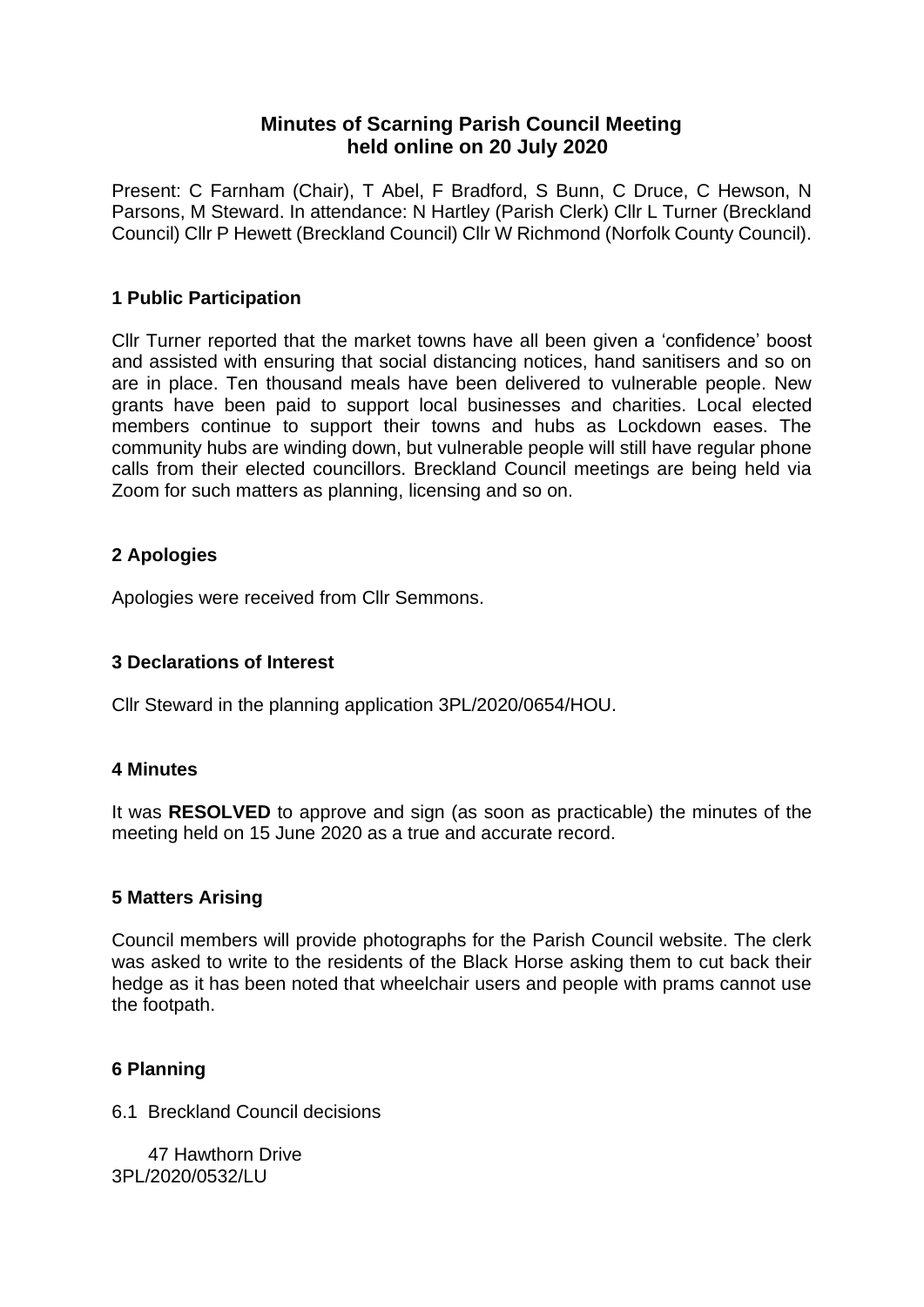# Minutes of Scarning Parish Council Meeting held online on 20 July 2020

Present: C Farnham (Chair), T Abel, F Bradford, S Bunn, C Druce, C Hewson, N Parsons, M Steward. In attendance: N Hartley (Parish Clerk) Cllr L Turner (Breckland Council) Cllr P Hewett (Breckland Council) Cllr W Richmond (Norfolk County Council).

## 1 Public Participation

Cllr Turner reported that the market towns have all been given a 'confidence' boost and assisted with ensuring that social distancing notices, hand sanitisers and so on are in place. Ten thousand meals have been delivered to vulnerable people. New grants have been paid to support local businesses and charities. Local elected members continue to support their towns and hubs as Lockdown eases. The community hubs are winding down, but vulnerable people will still have regular phone calls from their elected councillors. Breckland Council meetings are being held via Zoom for such matters as planning, licensing and so on.

## 2 Apologies

Apologies were received from Cllr Semmons.

## 3 Declarations of Interest

Cllr Steward in the planning application 3PL/2020/0654/HOU.

## 4 Minutes

It was **RESOLVED** to approve and sign (as soon as practicable) the minutes of the meeting held on 15 June 2020 as a true and accurate record.

## 5 Matters Arising

Council members will provide photographs for the Parish Council website. The clerk was asked to write to the residents of the Black Horse asking them to cut back their hedge as it has been noted that wheelchair users and people with prams cannot use the footpath.

## 6 Planning

6.1 Breckland Council decisions

47 Hawthorn Drive
3PL/2020/0532/LU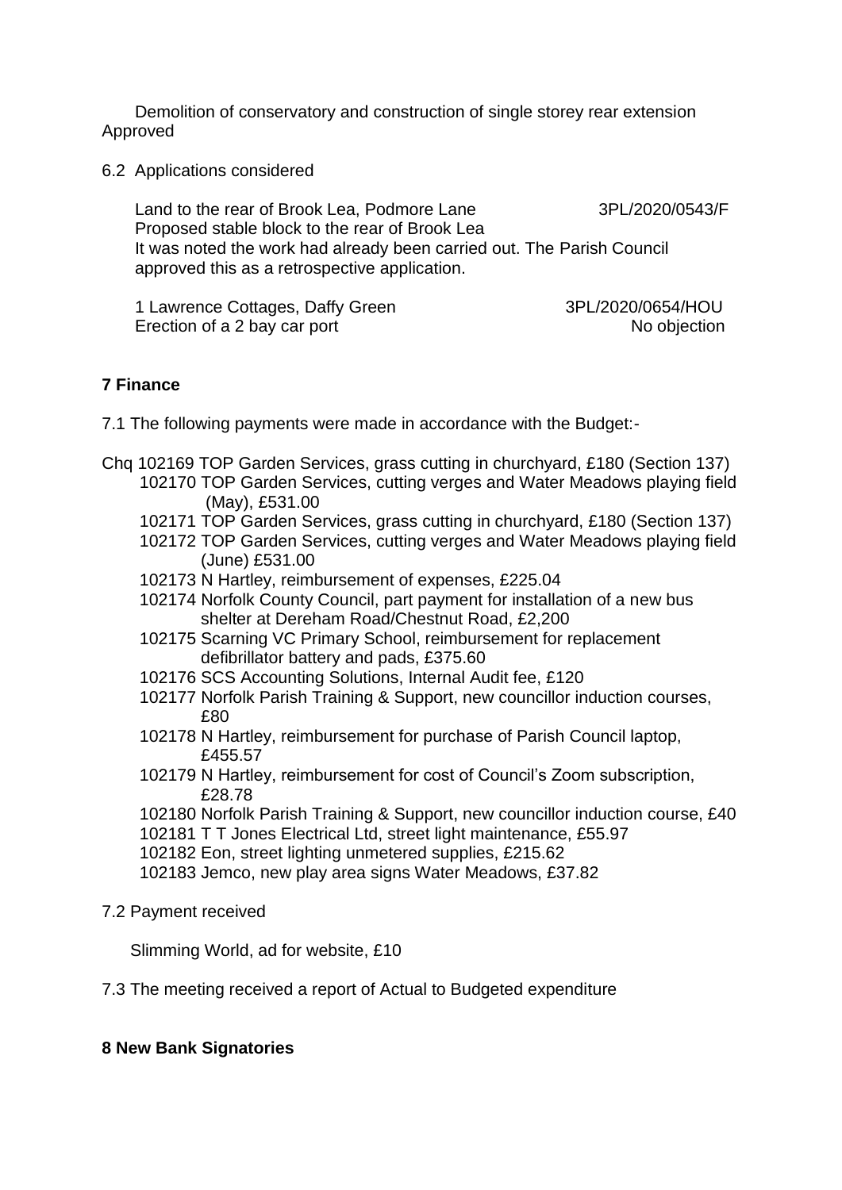Demolition of conservatory and construction of single storey rear extension
Approved

6.2 Applications considered

Land to the rear of Brook Lea, Podmore Lane 3PL/2020/0543/F
Proposed stable block to the rear of Brook Lea
It was noted the work had already been carried out. The Parish Council approved this as a retrospective application.

1 Lawrence Cottages, Daffy Green 3PL/2020/0654/HOU
Erection of a 2 bay car port No objection

## 7 Finance

7.1 The following payments were made in accordance with the Budget:-

Chq 102169 TOP Garden Services, grass cutting in churchyard, £180 (Section 137)
102170 TOP Garden Services, cutting verges and Water Meadows playing field (May), £531.00
102171 TOP Garden Services, grass cutting in churchyard, £180 (Section 137)
102172 TOP Garden Services, cutting verges and Water Meadows playing field (June) £531.00
102173 N Hartley, reimbursement of expenses, £225.04
102174 Norfolk County Council, part payment for installation of a new bus shelter at Dereham Road/Chestnut Road, £2,200
102175 Scarning VC Primary School, reimbursement for replacement defibrillator battery and pads, £375.60
102176 SCS Accounting Solutions, Internal Audit fee, £120
102177 Norfolk Parish Training & Support, new councillor induction courses, £80
102178 N Hartley, reimbursement for purchase of Parish Council laptop, £455.57
102179 N Hartley, reimbursement for cost of Council's Zoom subscription, £28.78
102180 Norfolk Parish Training & Support, new councillor induction course, £40
102181 T T Jones Electrical Ltd, street light maintenance, £55.97
102182 Eon, street lighting unmetered supplies, £215.62
102183 Jemco, new play area signs Water Meadows, £37.82

7.2 Payment received

Slimming World, ad for website, £10

7.3 The meeting received a report of Actual to Budgeted expenditure

## 8 New Bank Signatories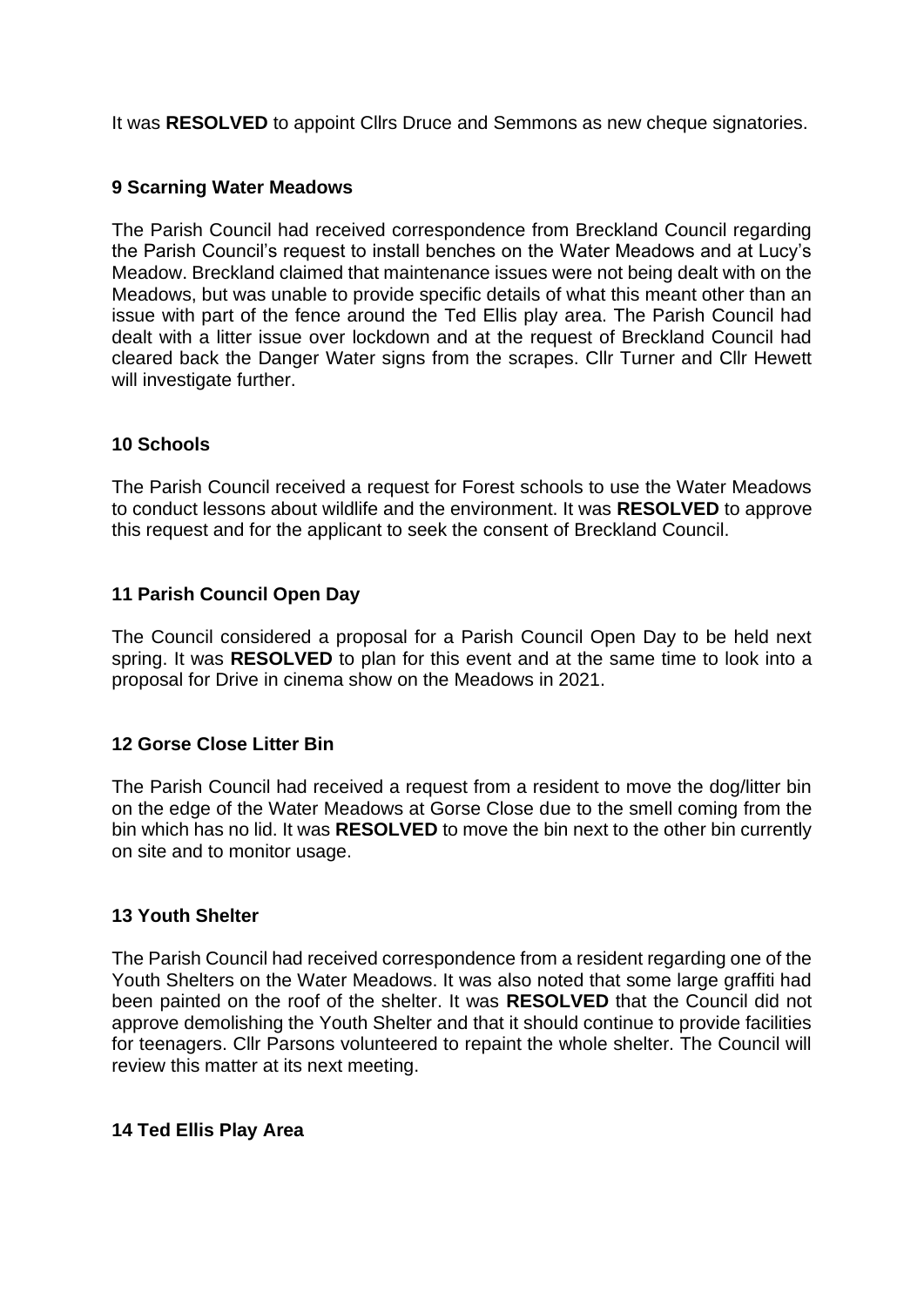It was **RESOLVED** to appoint Cllrs Druce and Semmons as new cheque signatories.

### 9 Scarning Water Meadows

The Parish Council had received correspondence from Breckland Council regarding the Parish Council's request to install benches on the Water Meadows and at Lucy's Meadow. Breckland claimed that maintenance issues were not being dealt with on the Meadows, but was unable to provide specific details of what this meant other than an issue with part of the fence around the Ted Ellis play area. The Parish Council had dealt with a litter issue over lockdown and at the request of Breckland Council had cleared back the Danger Water signs from the scrapes. Cllr Turner and Cllr Hewett will investigate further.

### 10 Schools

The Parish Council received a request for Forest schools to use the Water Meadows to conduct lessons about wildlife and the environment. It was **RESOLVED** to approve this request and for the applicant to seek the consent of Breckland Council.

### 11 Parish Council Open Day

The Council considered a proposal for a Parish Council Open Day to be held next spring. It was **RESOLVED** to plan for this event and at the same time to look into a proposal for Drive in cinema show on the Meadows in 2021.

### 12 Gorse Close Litter Bin

The Parish Council had received a request from a resident to move the dog/litter bin on the edge of the Water Meadows at Gorse Close due to the smell coming from the bin which has no lid. It was **RESOLVED** to move the bin next to the other bin currently on site and to monitor usage.

### 13 Youth Shelter

The Parish Council had received correspondence from a resident regarding one of the Youth Shelters on the Water Meadows. It was also noted that some large graffiti had been painted on the roof of the shelter. It was **RESOLVED** that the Council did not approve demolishing the Youth Shelter and that it should continue to provide facilities for teenagers. Cllr Parsons volunteered to repaint the whole shelter. The Council will review this matter at its next meeting.

### 14 Ted Ellis Play Area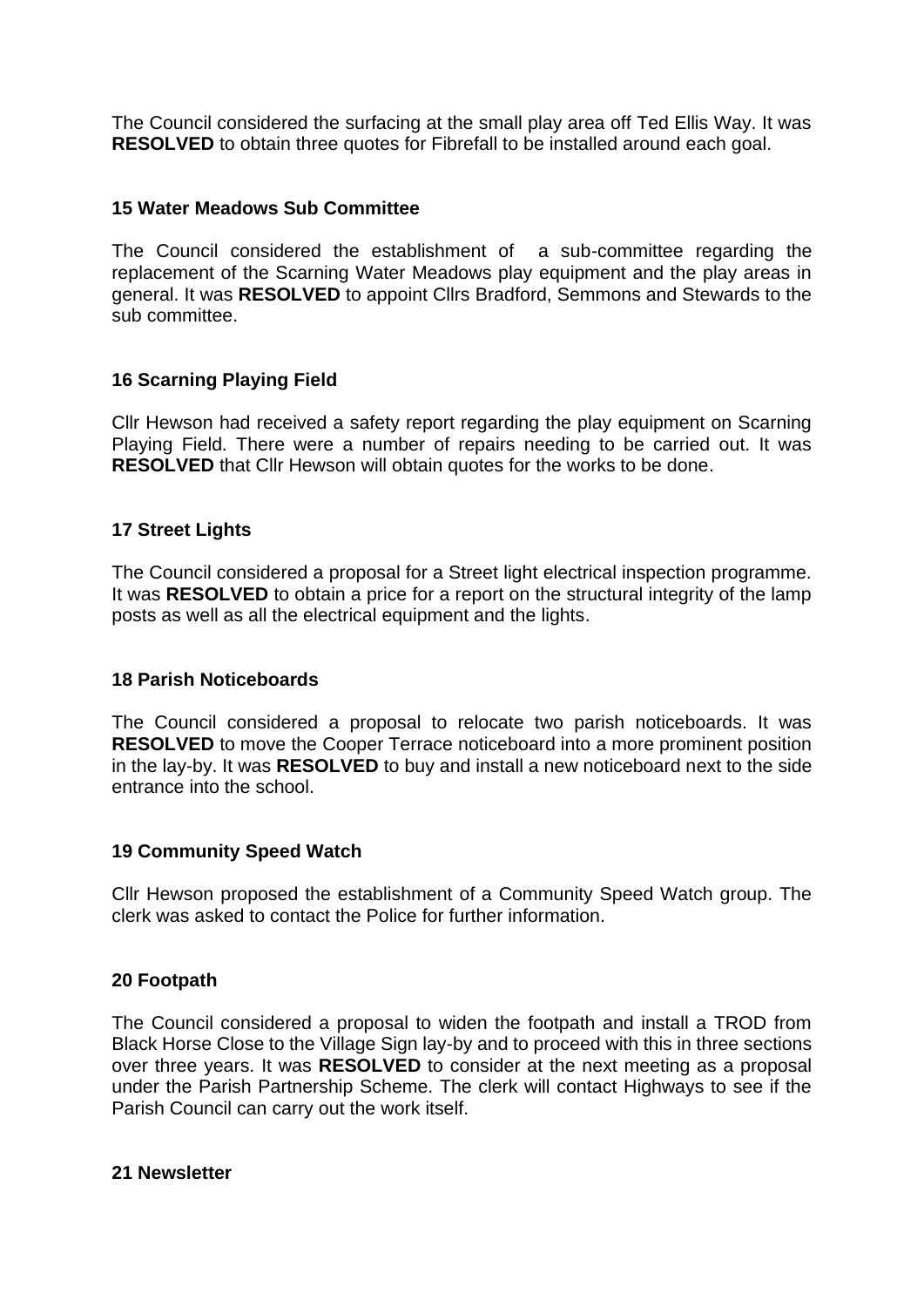The Council considered the surfacing at the small play area off Ted Ellis Way. It was **RESOLVED** to obtain three quotes for Fibrefall to be installed around each goal.

**15 Water Meadows Sub Committee**

The Council considered the establishment of a sub-committee regarding the replacement of the Scarning Water Meadows play equipment and the play areas in general. It was **RESOLVED** to appoint Cllrs Bradford, Semmons and Stewards to the sub committee.

**16 Scarning Playing Field**

Cllr Hewson had received a safety report regarding the play equipment on Scarning Playing Field. There were a number of repairs needing to be carried out. It was **RESOLVED** that Cllr Hewson will obtain quotes for the works to be done.

**17 Street Lights**

The Council considered a proposal for a Street light electrical inspection programme. It was **RESOLVED** to obtain a price for a report on the structural integrity of the lamp posts as well as all the electrical equipment and the lights.

**18 Parish Noticeboards**

The Council considered a proposal to relocate two parish noticeboards. It was **RESOLVED** to move the Cooper Terrace noticeboard into a more prominent position in the lay-by. It was **RESOLVED** to buy and install a new noticeboard next to the side entrance into the school.

**19 Community Speed Watch**

Cllr Hewson proposed the establishment of a Community Speed Watch group. The clerk was asked to contact the Police for further information.

**20 Footpath**

The Council considered a proposal to widen the footpath and install a TROD from Black Horse Close to the Village Sign lay-by and to proceed with this in three sections over three years. It was **RESOLVED** to consider at the next meeting as a proposal under the Parish Partnership Scheme. The clerk will contact Highways to see if the Parish Council can carry out the work itself.

**21 Newsletter**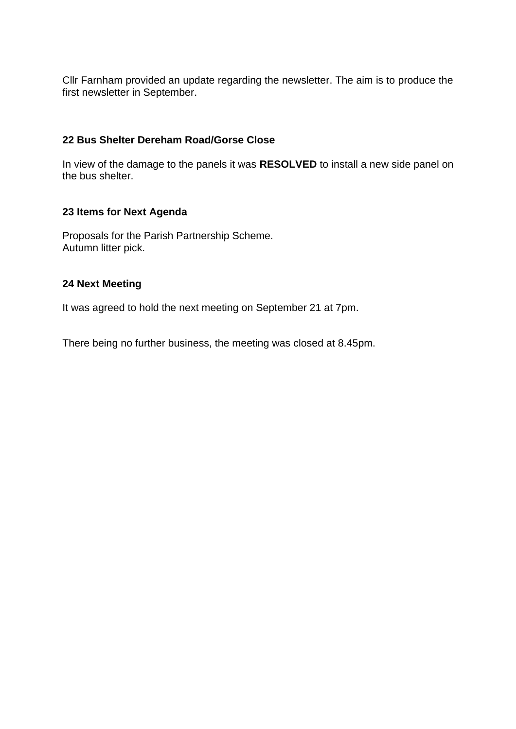Cllr Farnham provided an update regarding the newsletter. The aim is to produce the first newsletter in September.

### 22 Bus Shelter Dereham Road/Gorse Close

In view of the damage to the panels it was **RESOLVED** to install a new side panel on the bus shelter.

### 23 Items for Next Agenda

Proposals for the Parish Partnership Scheme.
Autumn litter pick.

### 24 Next Meeting

It was agreed to hold the next meeting on September 21 at 7pm.

There being no further business, the meeting was closed at 8.45pm.